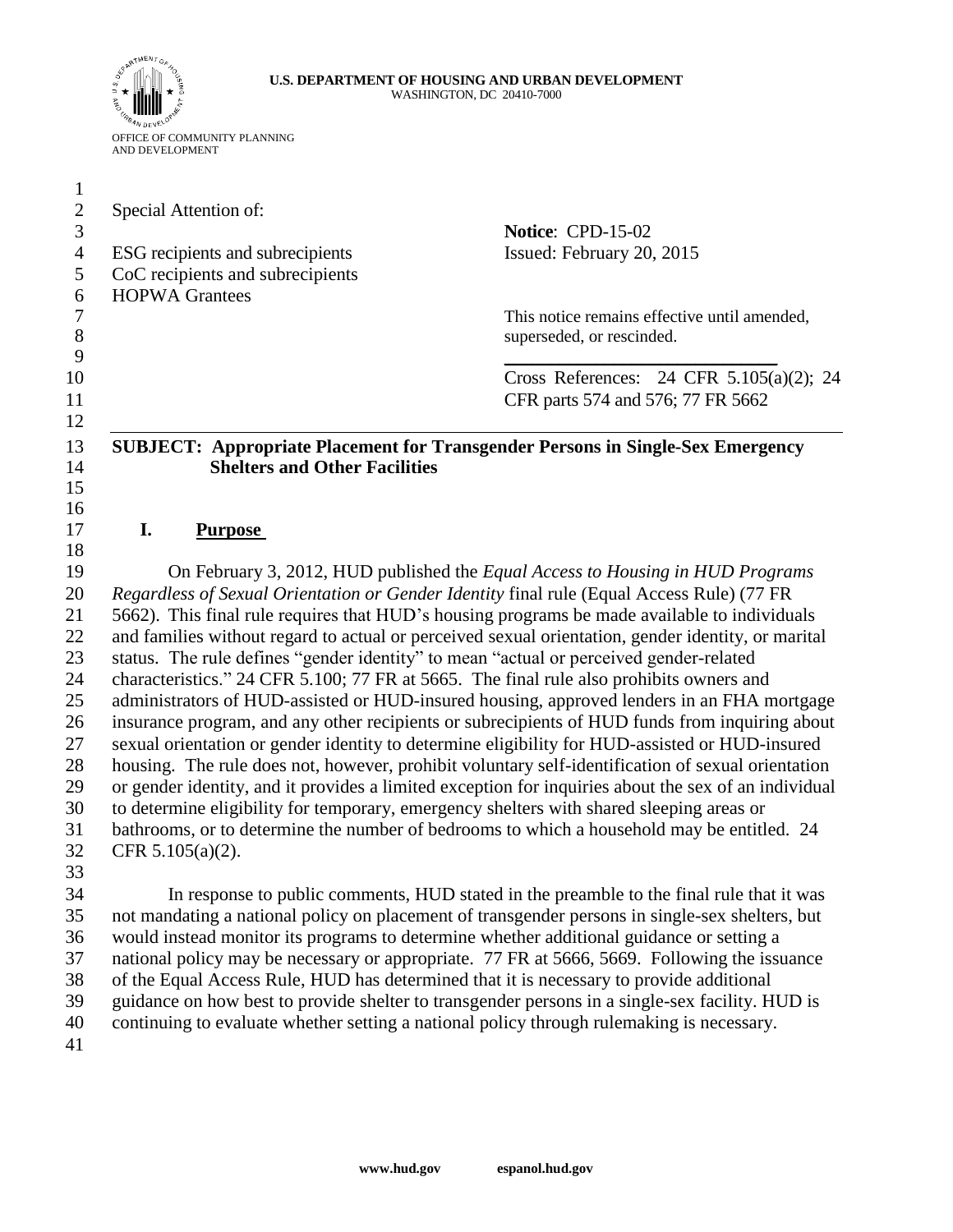U.S. DEPARTMENT OF HOUSING AND URBAN DEVELOPMENT
WASHINGTON, DC 20410-7000

OFFICE OF COMMUNITY PLANNING
AND DEVELOPMENT

Special Attention of:

ESG recipients and subrecipients
CoC recipients and subrecipients
HOPWA Grantees

**Notice**: CPD-15-02
Issued: February 20, 2015

This notice remains effective until amended, superseded, or rescinded.

Cross References: 24 CFR 5.105(a)(2); 24 CFR parts 574 and 576; 77 FR 5662

---

**SUBJECT: Appropriate Placement for Transgender Persons in Single-Sex Emergency Shelters and Other Facilities**

## I. Purpose

On February 3, 2012, HUD published the *Equal Access to Housing in HUD Programs Regardless of Sexual Orientation or Gender Identity* final rule (Equal Access Rule) (77 FR 5662). This final rule requires that HUD's housing programs be made available to individuals and families without regard to actual or perceived sexual orientation, gender identity, or marital status. The rule defines "gender identity" to mean "actual or perceived gender-related characteristics." 24 CFR 5.100; 77 FR at 5665. The final rule also prohibits owners and administrators of HUD-assisted or HUD-insured housing, approved lenders in an FHA mortgage insurance program, and any other recipients or subrecipients of HUD funds from inquiring about sexual orientation or gender identity to determine eligibility for HUD-assisted or HUD-insured housing. The rule does not, however, prohibit voluntary self-identification of sexual orientation or gender identity, and it provides a limited exception for inquiries about the sex of an individual to determine eligibility for temporary, emergency shelters with shared sleeping areas or bathrooms, or to determine the number of bedrooms to which a household may be entitled. 24 CFR 5.105(a)(2).

In response to public comments, HUD stated in the preamble to the final rule that it was not mandating a national policy on placement of transgender persons in single-sex shelters, but would instead monitor its programs to determine whether additional guidance or setting a national policy may be necessary or appropriate. 77 FR at 5666, 5669. Following the issuance of the Equal Access Rule, HUD has determined that it is necessary to provide additional guidance on how best to provide shelter to transgender persons in a single-sex facility. HUD is continuing to evaluate whether setting a national policy through rulemaking is necessary.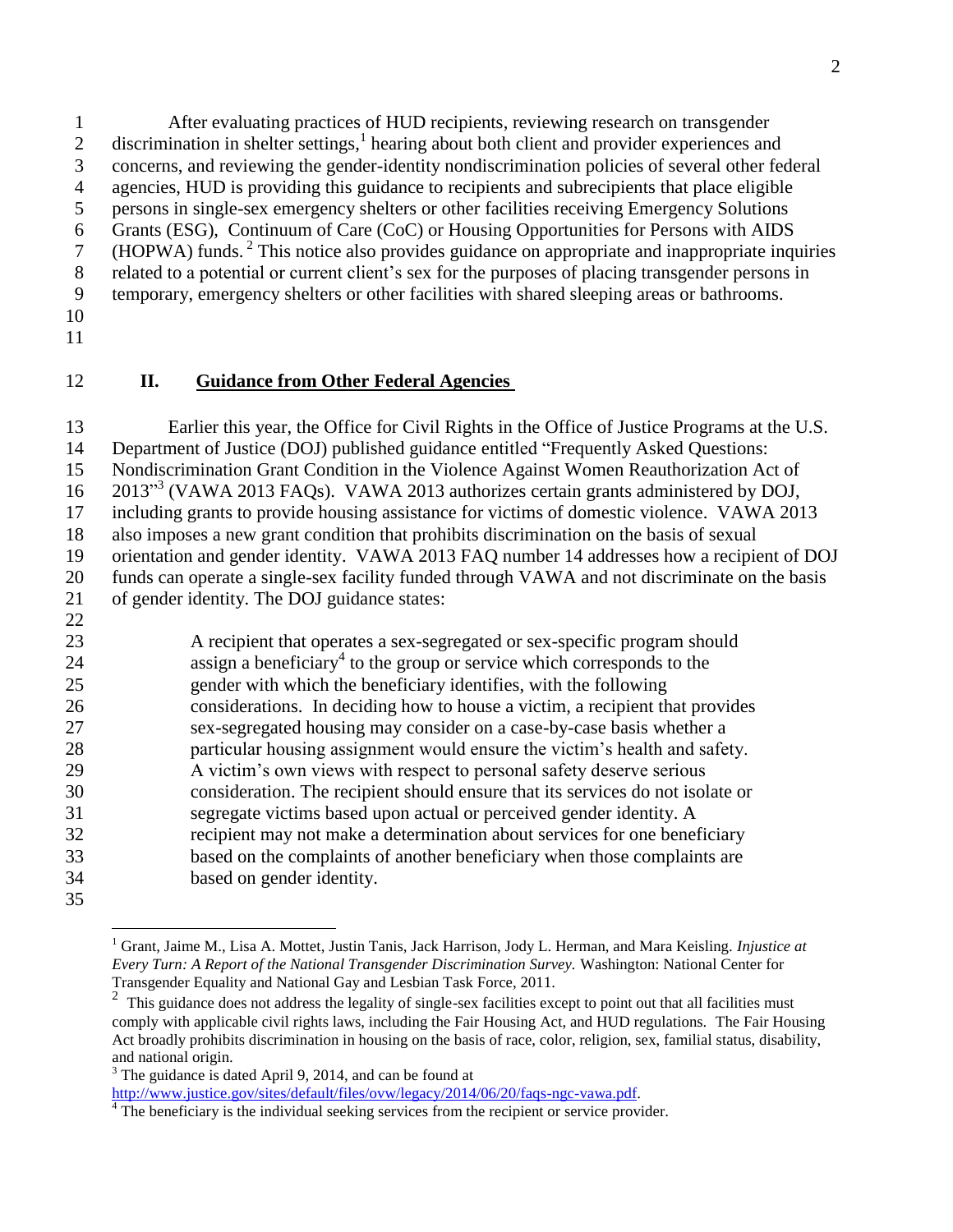After evaluating practices of HUD recipients, reviewing research on transgender discrimination in shelter settings,[1] hearing about both client and provider experiences and concerns, and reviewing the gender-identity nondiscrimination policies of several other federal agencies, HUD is providing this guidance to recipients and subrecipients that place eligible persons in single-sex emergency shelters or other facilities receiving Emergency Solutions Grants (ESG), Continuum of Care (CoC) or Housing Opportunities for Persons with AIDS (HOPWA) funds.[2] This notice also provides guidance on appropriate and inappropriate inquiries related to a potential or current client's sex for the purposes of placing transgender persons in temporary, emergency shelters or other facilities with shared sleeping areas or bathrooms.

## II. Guidance from Other Federal Agencies

Earlier this year, the Office for Civil Rights in the Office of Justice Programs at the U.S. Department of Justice (DOJ) published guidance entitled "Frequently Asked Questions: Nondiscrimination Grant Condition in the Violence Against Women Reauthorization Act of 2013"[3] (VAWA 2013 FAQs). VAWA 2013 authorizes certain grants administered by DOJ, including grants to provide housing assistance for victims of domestic violence. VAWA 2013 also imposes a new grant condition that prohibits discrimination on the basis of sexual orientation and gender identity. VAWA 2013 FAQ number 14 addresses how a recipient of DOJ funds can operate a single-sex facility funded through VAWA and not discriminate on the basis of gender identity. The DOJ guidance states:

> A recipient that operates a sex-segregated or sex-specific program should assign a beneficiary[4] to the group or service which corresponds to the gender with which the beneficiary identifies, with the following considerations. In deciding how to house a victim, a recipient that provides sex-segregated housing may consider on a case-by-case basis whether a particular housing assignment would ensure the victim's health and safety. A victim's own views with respect to personal safety deserve serious consideration. The recipient should ensure that its services do not isolate or segregate victims based upon actual or perceived gender identity. A recipient may not make a determination about services for one beneficiary based on the complaints of another beneficiary when those complaints are based on gender identity.

---

[1] Grant, Jaime M., Lisa A. Mottet, Justin Tanis, Jack Harrison, Jody L. Herman, and Mara Keisling. *Injustice at Every Turn: A Report of the National Transgender Discrimination Survey.* Washington: National Center for Transgender Equality and National Gay and Lesbian Task Force, 2011.

[2] This guidance does not address the legality of single-sex facilities except to point out that all facilities must comply with applicable civil rights laws, including the Fair Housing Act, and HUD regulations. The Fair Housing Act broadly prohibits discrimination in housing on the basis of race, color, religion, sex, familial status, disability, and national origin.

[3] The guidance is dated April 9, 2014, and can be found at http://www.justice.gov/sites/default/files/ovw/legacy/2014/06/20/faqs-ngc-vawa.pdf.

[4] The beneficiary is the individual seeking services from the recipient or service provider.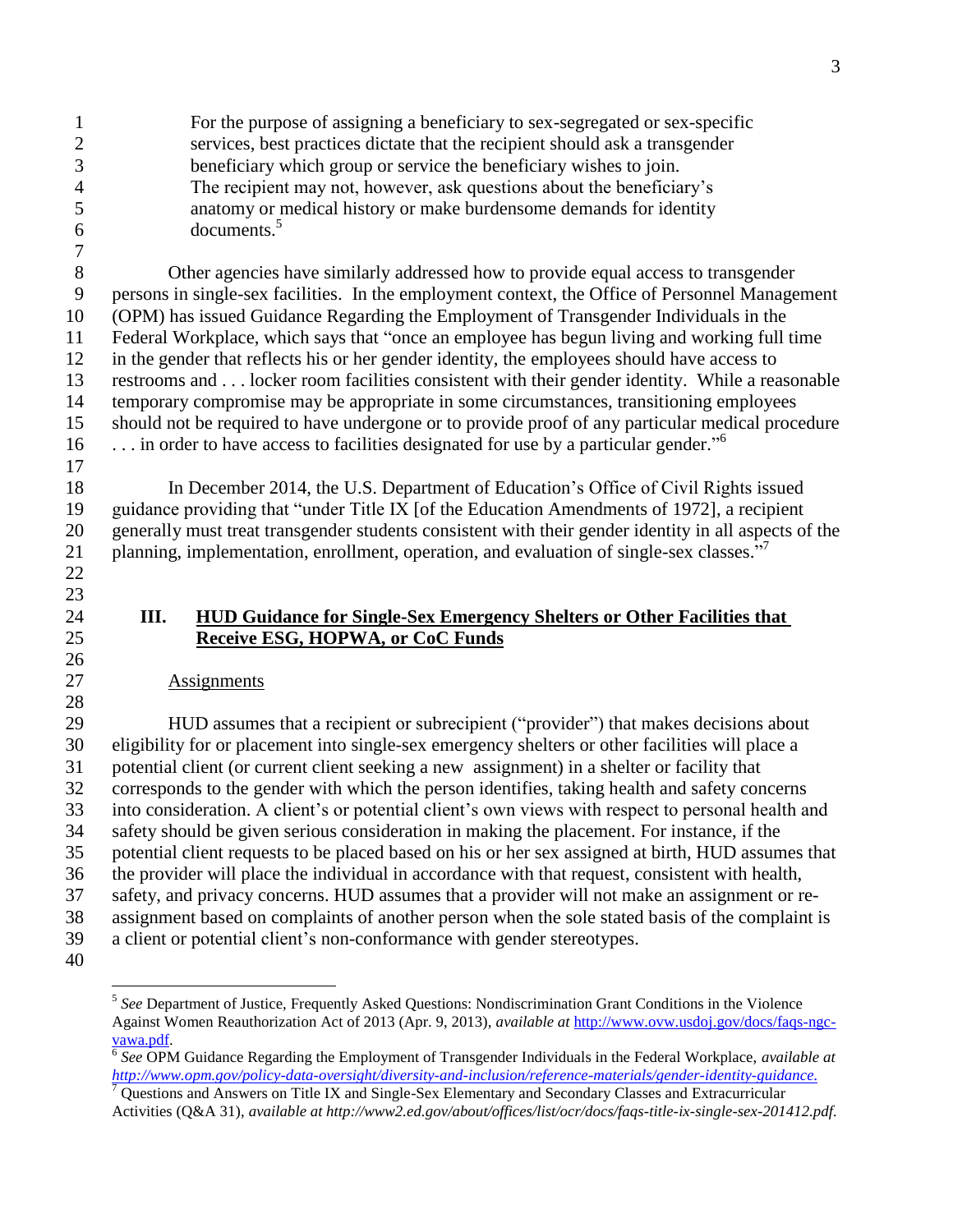> For the purpose of assigning a beneficiary to sex-segregated or sex-specific services, best practices dictate that the recipient should ask a transgender beneficiary which group or service the beneficiary wishes to join. The recipient may not, however, ask questions about the beneficiary's anatomy or medical history or make burdensome demands for identity documents.[5]

Other agencies have similarly addressed how to provide equal access to transgender persons in single-sex facilities. In the employment context, the Office of Personnel Management (OPM) has issued Guidance Regarding the Employment of Transgender Individuals in the Federal Workplace, which says that "once an employee has begun living and working full time in the gender that reflects his or her gender identity, the employees should have access to restrooms and . . . locker room facilities consistent with their gender identity. While a reasonable temporary compromise may be appropriate in some circumstances, transitioning employees should not be required to have undergone or to provide proof of any particular medical procedure . . . in order to have access to facilities designated for use by a particular gender."[6]

In December 2014, the U.S. Department of Education's Office of Civil Rights issued guidance providing that "under Title IX [of the Education Amendments of 1972], a recipient generally must treat transgender students consistent with their gender identity in all aspects of the planning, implementation, enrollment, operation, and evaluation of single-sex classes."[7]

## III. HUD Guidance for Single-Sex Emergency Shelters or Other Facilities that Receive ESG, HOPWA, or CoC Funds

### Assignments

HUD assumes that a recipient or subrecipient ("provider") that makes decisions about eligibility for or placement into single-sex emergency shelters or other facilities will place a potential client (or current client seeking a new assignment) in a shelter or facility that corresponds to the gender with which the person identifies, taking health and safety concerns into consideration. A client's or potential client's own views with respect to personal health and safety should be given serious consideration in making the placement. For instance, if the potential client requests to be placed based on his or her sex assigned at birth, HUD assumes that the provider will place the individual in accordance with that request, consistent with health, safety, and privacy concerns. HUD assumes that a provider will not make an assignment or re-assignment based on complaints of another person when the sole stated basis of the complaint is a client or potential client's non-conformance with gender stereotypes.

---

[5] *See* Department of Justice, Frequently Asked Questions: Nondiscrimination Grant Conditions in the Violence Against Women Reauthorization Act of 2013 (Apr. 9, 2013), *available at* http://www.ovw.usdoj.gov/docs/faqs-ngc-vawa.pdf.

[6] *See* OPM Guidance Regarding the Employment of Transgender Individuals in the Federal Workplace, *available at http://www.opm.gov/policy-data-oversight/diversity-and-inclusion/reference-materials/gender-identity-guidance.*

[7] Questions and Answers on Title IX and Single-Sex Elementary and Secondary Classes and Extracurricular Activities (Q&A 31), *available at http://www2.ed.gov/about/offices/list/ocr/docs/faqs-title-ix-single-sex-201412.pdf.*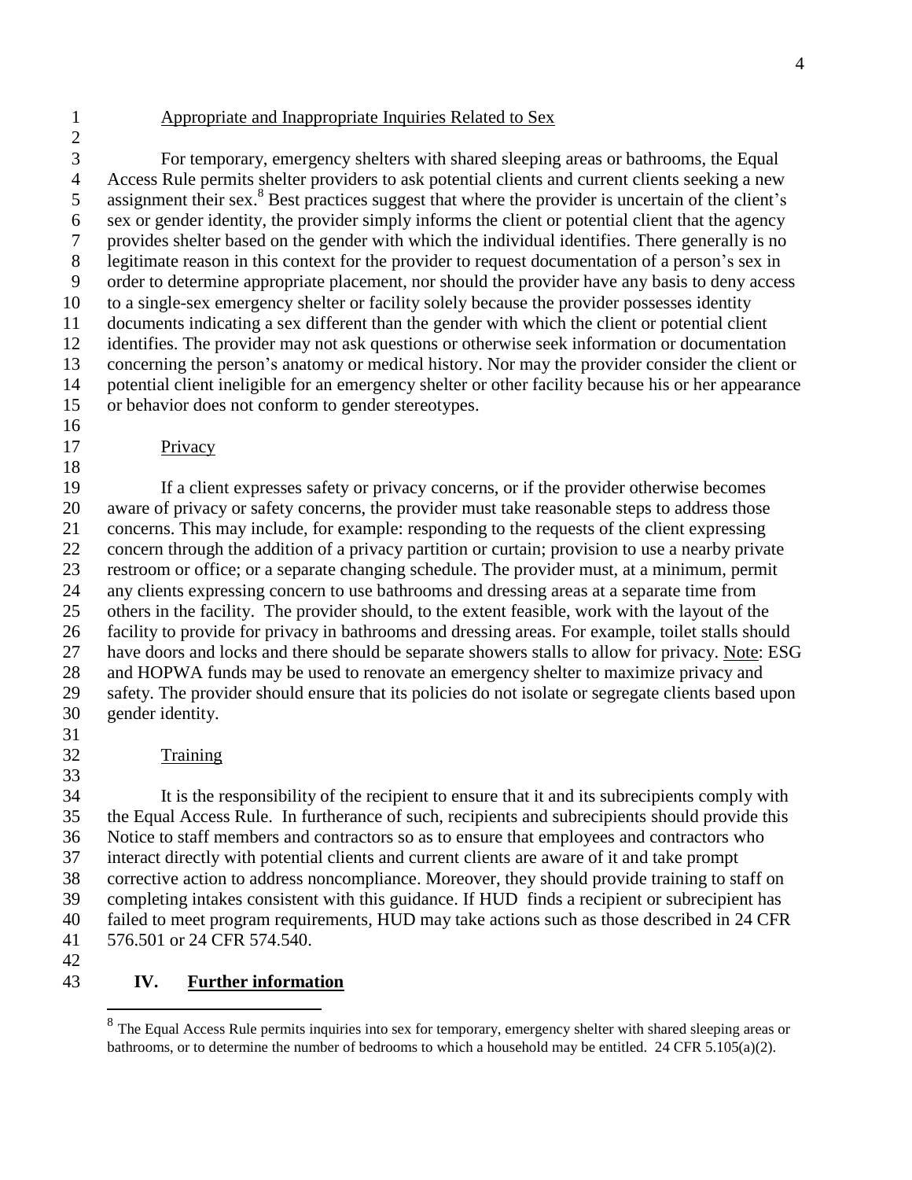Appropriate and Inappropriate Inquiries Related to Sex

For temporary, emergency shelters with shared sleeping areas or bathrooms, the Equal Access Rule permits shelter providers to ask potential clients and current clients seeking a new assignment their sex.[8] Best practices suggest that where the provider is uncertain of the client's sex or gender identity, the provider simply informs the client or potential client that the agency provides shelter based on the gender with which the individual identifies. There generally is no legitimate reason in this context for the provider to request documentation of a person's sex in order to determine appropriate placement, nor should the provider have any basis to deny access to a single-sex emergency shelter or facility solely because the provider possesses identity documents indicating a sex different than the gender with which the client or potential client identifies. The provider may not ask questions or otherwise seek information or documentation concerning the person's anatomy or medical history. Nor may the provider consider the client or potential client ineligible for an emergency shelter or other facility because his or her appearance or behavior does not conform to gender stereotypes.

Privacy

If a client expresses safety or privacy concerns, or if the provider otherwise becomes aware of privacy or safety concerns, the provider must take reasonable steps to address those concerns. This may include, for example: responding to the requests of the client expressing concern through the addition of a privacy partition or curtain; provision to use a nearby private restroom or office; or a separate changing schedule. The provider must, at a minimum, permit any clients expressing concern to use bathrooms and dressing areas at a separate time from others in the facility. The provider should, to the extent feasible, work with the layout of the facility to provide for privacy in bathrooms and dressing areas. For example, toilet stalls should have doors and locks and there should be separate showers stalls to allow for privacy. Note: ESG and HOPWA funds may be used to renovate an emergency shelter to maximize privacy and safety. The provider should ensure that its policies do not isolate or segregate clients based upon gender identity.

Training

It is the responsibility of the recipient to ensure that it and its subrecipients comply with the Equal Access Rule. In furtherance of such, recipients and subrecipients should provide this Notice to staff members and contractors so as to ensure that employees and contractors who interact directly with potential clients and current clients are aware of it and take prompt corrective action to address noncompliance. Moreover, they should provide training to staff on completing intakes consistent with this guidance. If HUD finds a recipient or subrecipient has failed to meet program requirements, HUD may take actions such as those described in 24 CFR 576.501 or 24 CFR 574.540.

## IV. Further information

[8] The Equal Access Rule permits inquiries into sex for temporary, emergency shelter with shared sleeping areas or bathrooms, or to determine the number of bedrooms to which a household may be entitled. 24 CFR 5.105(a)(2).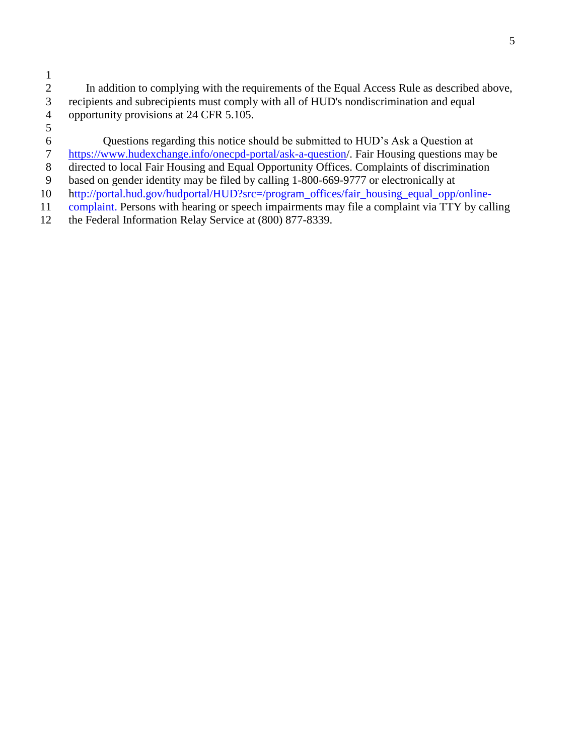In addition to complying with the requirements of the Equal Access Rule as described above, recipients and subrecipients must comply with all of HUD's nondiscrimination and equal opportunity provisions at 24 CFR 5.105.

Questions regarding this notice should be submitted to HUD's Ask a Question at https://www.hudexchange.info/onecpd-portal/ask-a-question/. Fair Housing questions may be directed to local Fair Housing and Equal Opportunity Offices. Complaints of discrimination based on gender identity may be filed by calling 1-800-669-9777 or electronically at http://portal.hud.gov/hudportal/HUD?src=/program_offices/fair_housing_equal_opp/online-complaint. Persons with hearing or speech impairments may file a complaint via TTY by calling the Federal Information Relay Service at (800) 877-8339.